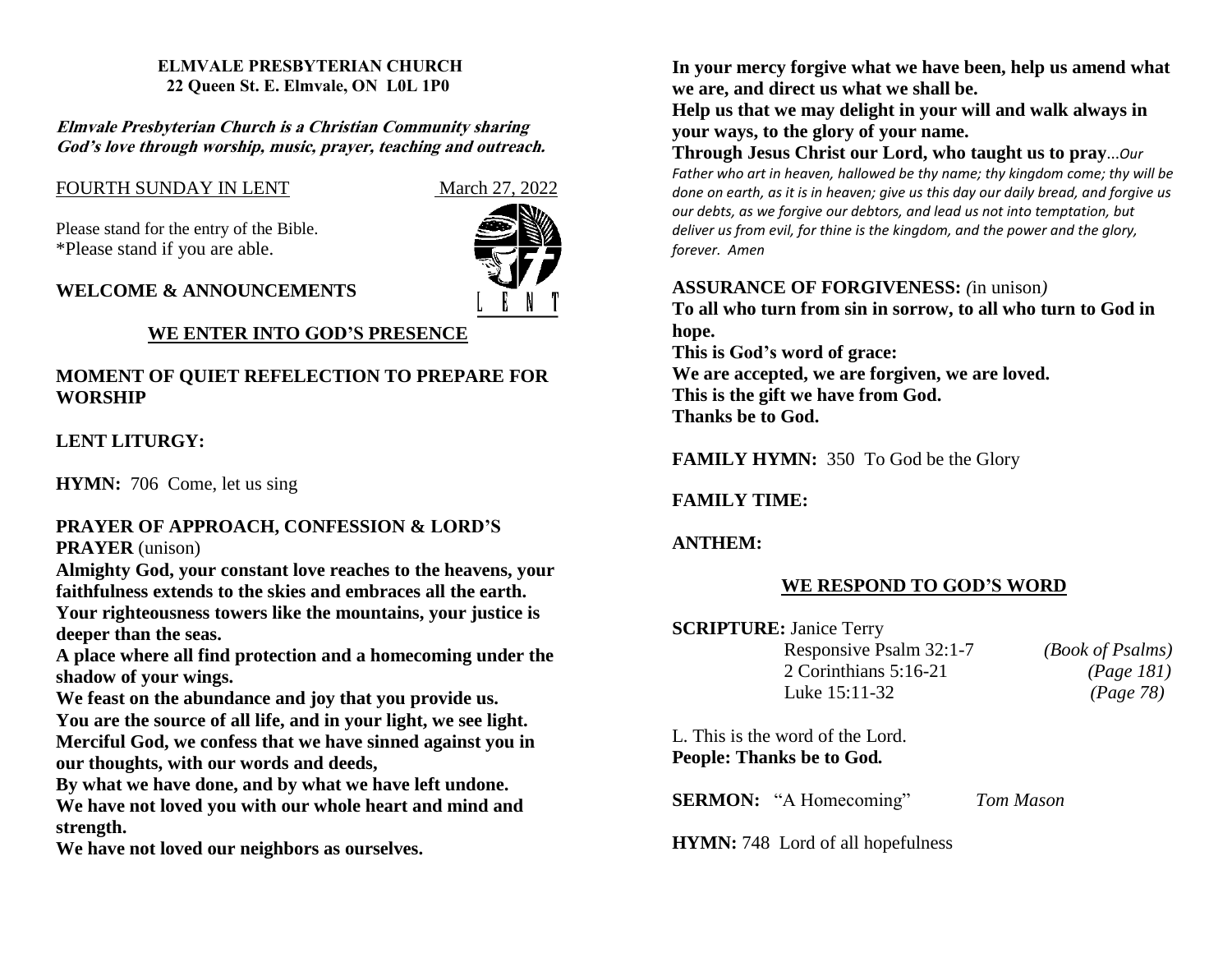**ELMVALE PRESBYTERIAN CHURCH**
**22 Queen St. E. Elmvale, ON L0L 1P0**

***Elmvale Presbyterian Church is a Christian Community sharing God's love through worship, music, prayer, teaching and outreach.***

FOURTH SUNDAY IN LENT March 27, 2022

Please stand for the entry of the Bible.
\*Please stand if you are able.

**WELCOME & ANNOUNCEMENTS**

## WE ENTER INTO GOD'S PRESENCE

**MOMENT OF QUIET REFELECTION TO PREPARE FOR WORSHIP**

**LENT LITURGY:**

**HYMN:** 706 Come, let us sing

**PRAYER OF APPROACH, CONFESSION & LORD'S PRAYER** (unison)

**Almighty God, your constant love reaches to the heavens, your faithfulness extends to the skies and embraces all the earth.**
**Your righteousness towers like the mountains, your justice is deeper than the seas.**
**A place where all find protection and a homecoming under the shadow of your wings.**
**We feast on the abundance and joy that you provide us.**
**You are the source of all life, and in your light, we see light.**
**Merciful God, we confess that we have sinned against you in our thoughts, with our words and deeds,**
**By what we have done, and by what we have left undone.**
**We have not loved you with our whole heart and mind and strength.**
**We have not loved our neighbors as ourselves.**
**In your mercy forgive what we have been, help us amend what we are, and direct us what we shall be.**
**Help us that we may delight in your will and walk always in your ways, to the glory of your name.**
**Through Jesus Christ our Lord, who taught us to pray**...*Our Father who art in heaven, hallowed be thy name; thy kingdom come; thy will be done on earth, as it is in heaven; give us this day our daily bread, and forgive us our debts, as we forgive our debtors, and lead us not into temptation, but deliver us from evil, for thine is the kingdom, and the power and the glory, forever. Amen*

**ASSURANCE OF FORGIVENESS:** *(*in unison*)*
**To all who turn from sin in sorrow, to all who turn to God in hope.**
**This is God's word of grace:**
**We are accepted, we are forgiven, we are loved.**
**This is the gift we have from God.**
**Thanks be to God.**

**FAMILY HYMN:** 350 To God be the Glory

**FAMILY TIME:**

**ANTHEM:**

## WE RESPOND TO GOD'S WORD

**SCRIPTURE:** Janice Terry
Responsive Psalm 32:1-7 *(Book of Psalms)*
2 Corinthians 5:16-21 *(Page 181)*
Luke 15:11-32 *(Page 78)*

L. This is the word of the Lord.
**People: Thanks be to God.**

**SERMON:** "A Homecoming" *Tom Mason*

**HYMN:** 748 Lord of all hopefulness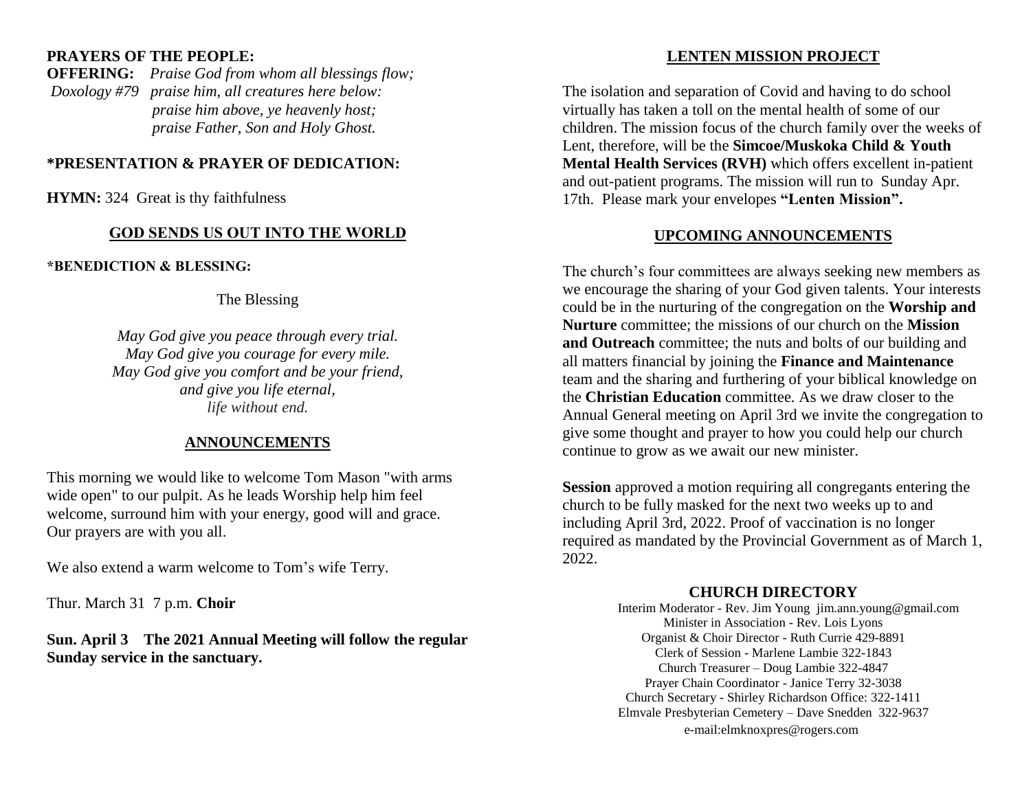**PRAYERS OF THE PEOPLE:**

**OFFERING:** *Praise God from whom all blessings flow;*
*Doxology #79 praise him, all creatures here below:*
*praise him above, ye heavenly host;*
*praise Father, Son and Holy Ghost.*

**\*PRESENTATION & PRAYER OF DEDICATION:**

**HYMN:** 324 Great is thy faithfulness

## GOD SENDS US OUT INTO THE WORLD

**\*BENEDICTION & BLESSING:**

The Blessing

*May God give you peace through every trial.*
*May God give you courage for every mile.*
*May God give you comfort and be your friend,*
*and give you life eternal,*
*life without end.*

## ANNOUNCEMENTS

This morning we would like to welcome Tom Mason "with arms wide open" to our pulpit. As he leads Worship help him feel welcome, surround him with your energy, good will and grace. Our prayers are with you all.

We also extend a warm welcome to Tom's wife Terry.

Thur. March 31 7 p.m. **Choir**

**Sun. April 3 The 2021 Annual Meeting will follow the regular Sunday service in the sanctuary.**

## LENTEN MISSION PROJECT

The isolation and separation of Covid and having to do school virtually has taken a toll on the mental health of some of our children. The mission focus of the church family over the weeks of Lent, therefore, will be the **Simcoe/Muskoka Child & Youth Mental Health Services (RVH)** which offers excellent in-patient and out-patient programs. The mission will run to Sunday Apr. 17th. Please mark your envelopes **"Lenten Mission".**

## UPCOMING ANNOUNCEMENTS

The church's four committees are always seeking new members as we encourage the sharing of your God given talents. Your interests could be in the nurturing of the congregation on the **Worship and Nurture** committee; the missions of our church on the **Mission and Outreach** committee; the nuts and bolts of our building and all matters financial by joining the **Finance and Maintenance** team and the sharing and furthering of your biblical knowledge on the **Christian Education** committee. As we draw closer to the Annual General meeting on April 3rd we invite the congregation to give some thought and prayer to how you could help our church continue to grow as we await our new minister.

**Session** approved a motion requiring all congregants entering the church to be fully masked for the next two weeks up to and including April 3rd, 2022. Proof of vaccination is no longer required as mandated by the Provincial Government as of March 1, 2022.

### CHURCH DIRECTORY

Interim Moderator - Rev. Jim Young jim.ann.young@gmail.com
Minister in Association - Rev. Lois Lyons
Organist & Choir Director - Ruth Currie 429-8891
Clerk of Session - Marlene Lambie 322-1843
Church Treasurer – Doug Lambie 322-4847
Prayer Chain Coordinator - Janice Terry 32-3038
Church Secretary - Shirley Richardson Office: 322-1411
Elmvale Presbyterian Cemetery – Dave Snedden 322-9637
e-mail:elmknoxpres@rogers.com